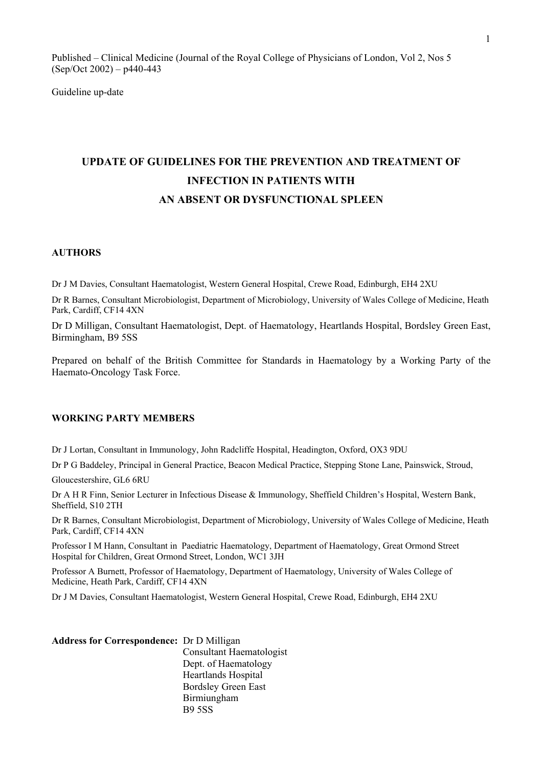Published – Clinical Medicine (Journal of the Royal College of Physicians of London, Vol 2, Nos 5 (Sep/Oct 2002) – p440-443

Guideline up-date

# UPDATE OF GUIDELINES FOR THE PREVENTION AND TREATMENT OF INFECTION IN PATIENTS WITH AN ABSENT OR DYSFUNCTIONAL SPLEEN

## AUTHORS

Dr J M Davies, Consultant Haematologist, Western General Hospital, Crewe Road, Edinburgh, EH4 2XU

Dr R Barnes, Consultant Microbiologist, Department of Microbiology, University of Wales College of Medicine, Heath Park, Cardiff, CF14 4XN

Dr D Milligan, Consultant Haematologist, Dept. of Haematology, Heartlands Hospital, Bordsley Green East, Birmingham, B9 5SS

Prepared on behalf of the British Committee for Standards in Haematology by a Working Party of the Haemato-Oncology Task Force.

## WORKING PARTY MEMBERS

Dr J Lortan, Consultant in Immunology, John Radcliffe Hospital, Headington, Oxford, OX3 9DU

Dr P G Baddeley, Principal in General Practice, Beacon Medical Practice, Stepping Stone Lane, Painswick, Stroud, Gloucestershire, GL6 6RU

Dr A H R Finn, Senior Lecturer in Infectious Disease & Immunology, Sheffield Children's Hospital, Western Bank, Sheffield, S10 2TH

Dr R Barnes, Consultant Microbiologist, Department of Microbiology, University of Wales College of Medicine, Heath Park, Cardiff, CF14 4XN

Professor I M Hann, Consultant in Paediatric Haematology, Department of Haematology, Great Ormond Street Hospital for Children, Great Ormond Street, London, WC1 3JH

Professor A Burnett, Professor of Haematology, Department of Haematology, University of Wales College of Medicine, Heath Park, Cardiff, CF14 4XN

Dr J M Davies, Consultant Haematologist, Western General Hospital, Crewe Road, Edinburgh, EH4 2XU

**Address for Correspondence:** Dr D Milligan
Consultant Haematologist
Dept. of Haematology
Heartlands Hospital
Bordsley Green East
Birmiungham
B9 5SS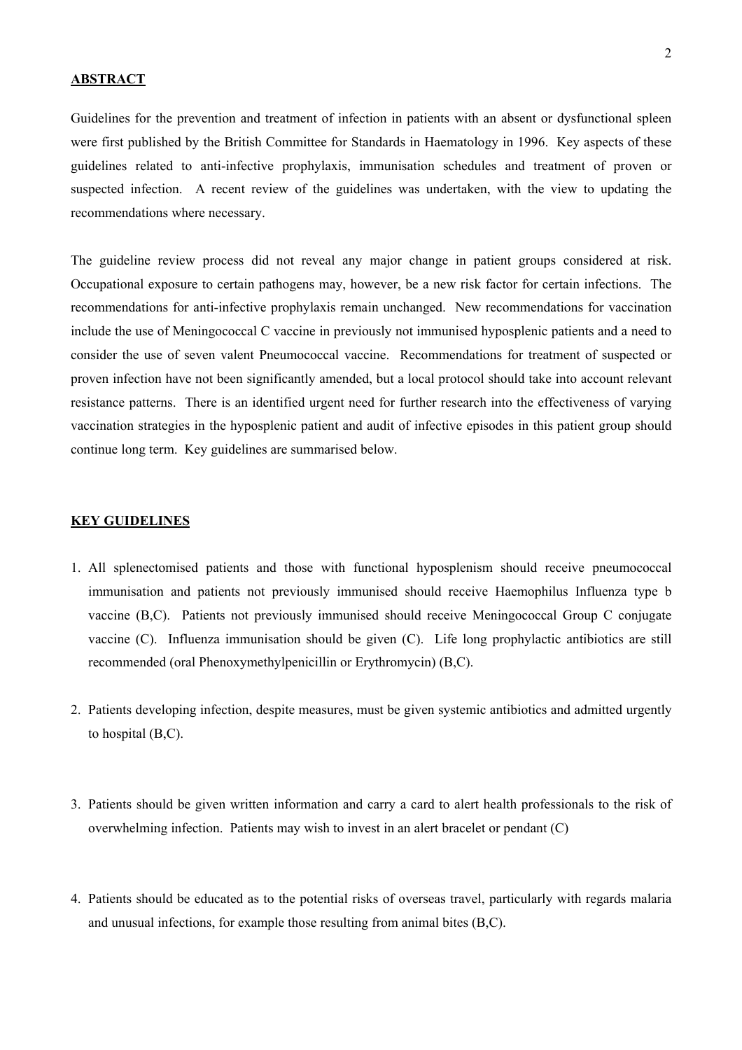## ABSTRACT

Guidelines for the prevention and treatment of infection in patients with an absent or dysfunctional spleen were first published by the British Committee for Standards in Haematology in 1996. Key aspects of these guidelines related to anti-infective prophylaxis, immunisation schedules and treatment of proven or suspected infection. A recent review of the guidelines was undertaken, with the view to updating the recommendations where necessary.

The guideline review process did not reveal any major change in patient groups considered at risk. Occupational exposure to certain pathogens may, however, be a new risk factor for certain infections. The recommendations for anti-infective prophylaxis remain unchanged. New recommendations for vaccination include the use of Meningococcal C vaccine in previously not immunised hyposplenic patients and a need to consider the use of seven valent Pneumococcal vaccine. Recommendations for treatment of suspected or proven infection have not been significantly amended, but a local protocol should take into account relevant resistance patterns. There is an identified urgent need for further research into the effectiveness of varying vaccination strategies in the hyposplenic patient and audit of infective episodes in this patient group should continue long term. Key guidelines are summarised below.

## KEY GUIDELINES

1. All splenectomised patients and those with functional hyposplenism should receive pneumococcal immunisation and patients not previously immunised should receive Haemophilus Influenza type b vaccine (B,C). Patients not previously immunised should receive Meningococcal Group C conjugate vaccine (C). Influenza immunisation should be given (C). Life long prophylactic antibiotics are still recommended (oral Phenoxymethylpenicillin or Erythromycin) (B,C).

2. Patients developing infection, despite measures, must be given systemic antibiotics and admitted urgently to hospital (B,C).

3. Patients should be given written information and carry a card to alert health professionals to the risk of overwhelming infection. Patients may wish to invest in an alert bracelet or pendant (C)

4. Patients should be educated as to the potential risks of overseas travel, particularly with regards malaria and unusual infections, for example those resulting from animal bites (B,C).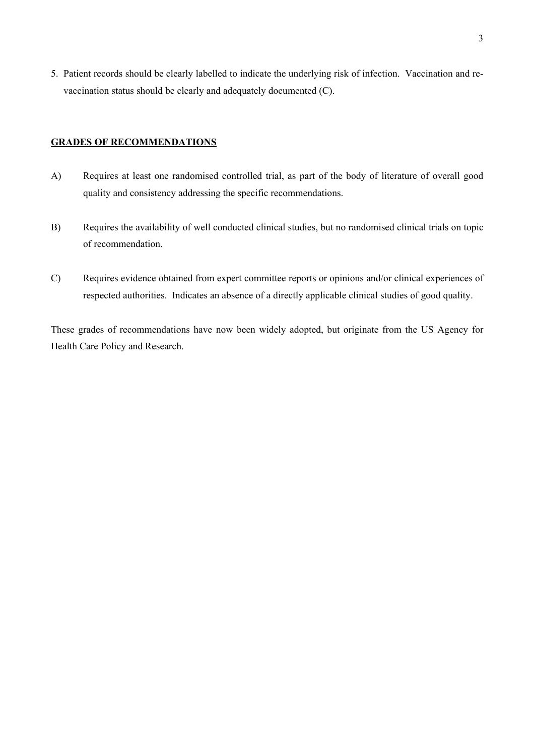5. Patient records should be clearly labelled to indicate the underlying risk of infection. Vaccination and re-vaccination status should be clearly and adequately documented (C).

## GRADES OF RECOMMENDATIONS

A) Requires at least one randomised controlled trial, as part of the body of literature of overall good quality and consistency addressing the specific recommendations.

B) Requires the availability of well conducted clinical studies, but no randomised clinical trials on topic of recommendation.

C) Requires evidence obtained from expert committee reports or opinions and/or clinical experiences of respected authorities. Indicates an absence of a directly applicable clinical studies of good quality.

These grades of recommendations have now been widely adopted, but originate from the US Agency for Health Care Policy and Research.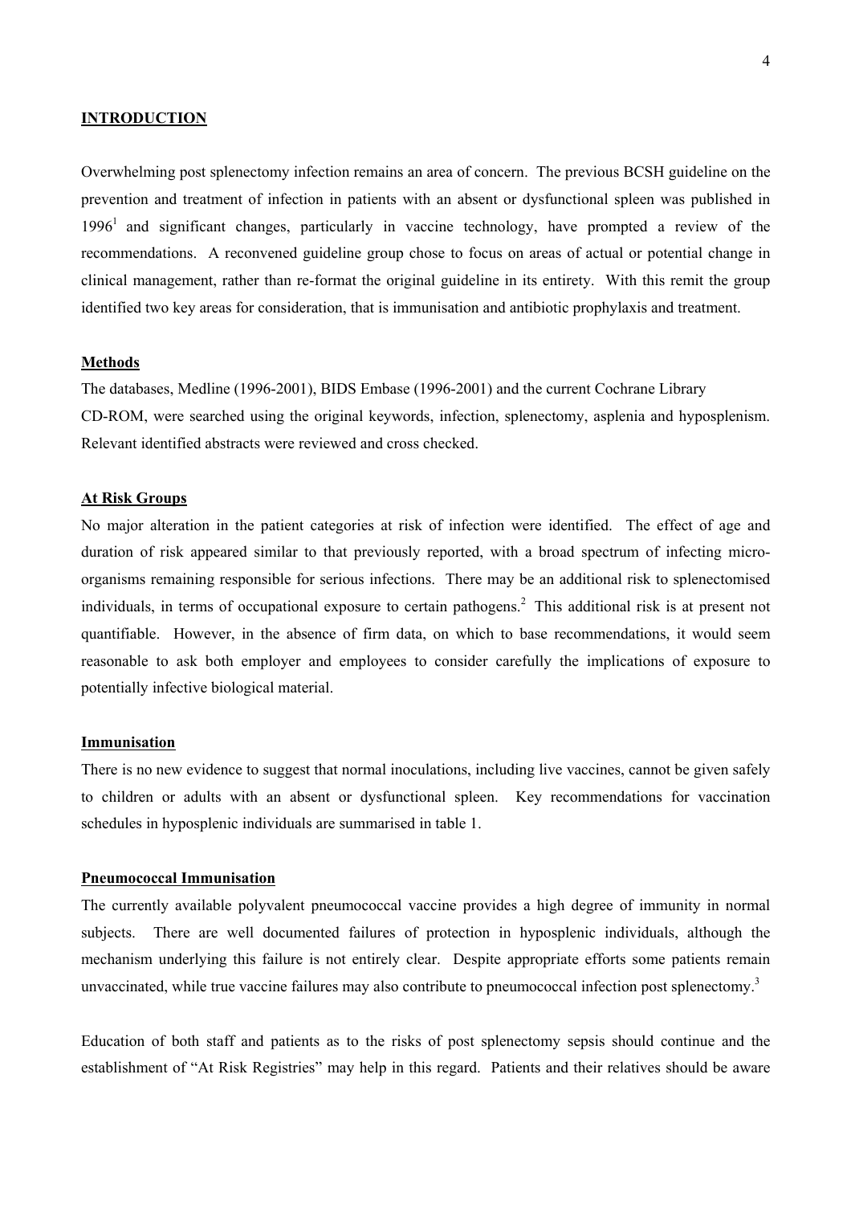## INTRODUCTION

Overwhelming post splenectomy infection remains an area of concern. The previous BCSH guideline on the prevention and treatment of infection in patients with an absent or dysfunctional spleen was published in 1996[1] and significant changes, particularly in vaccine technology, have prompted a review of the recommendations. A reconvened guideline group chose to focus on areas of actual or potential change in clinical management, rather than re-format the original guideline in its entirety. With this remit the group identified two key areas for consideration, that is immunisation and antibiotic prophylaxis and treatment.

### Methods

The databases, Medline (1996-2001), BIDS Embase (1996-2001) and the current Cochrane Library CD-ROM, were searched using the original keywords, infection, splenectomy, asplenia and hyposplenism. Relevant identified abstracts were reviewed and cross checked.

### At Risk Groups

No major alteration in the patient categories at risk of infection were identified. The effect of age and duration of risk appeared similar to that previously reported, with a broad spectrum of infecting micro-organisms remaining responsible for serious infections. There may be an additional risk to splenectomised individuals, in terms of occupational exposure to certain pathogens.[2] This additional risk is at present not quantifiable. However, in the absence of firm data, on which to base recommendations, it would seem reasonable to ask both employer and employees to consider carefully the implications of exposure to potentially infective biological material.

### Immunisation

There is no new evidence to suggest that normal inoculations, including live vaccines, cannot be given safely to children or adults with an absent or dysfunctional spleen. Key recommendations for vaccination schedules in hyposplenic individuals are summarised in table 1.

### Pneumococcal Immunisation

The currently available polyvalent pneumococcal vaccine provides a high degree of immunity in normal subjects. There are well documented failures of protection in hyposplenic individuals, although the mechanism underlying this failure is not entirely clear. Despite appropriate efforts some patients remain unvaccinated, while true vaccine failures may also contribute to pneumococcal infection post splenectomy.[3]

Education of both staff and patients as to the risks of post splenectomy sepsis should continue and the establishment of "At Risk Registries" may help in this regard. Patients and their relatives should be aware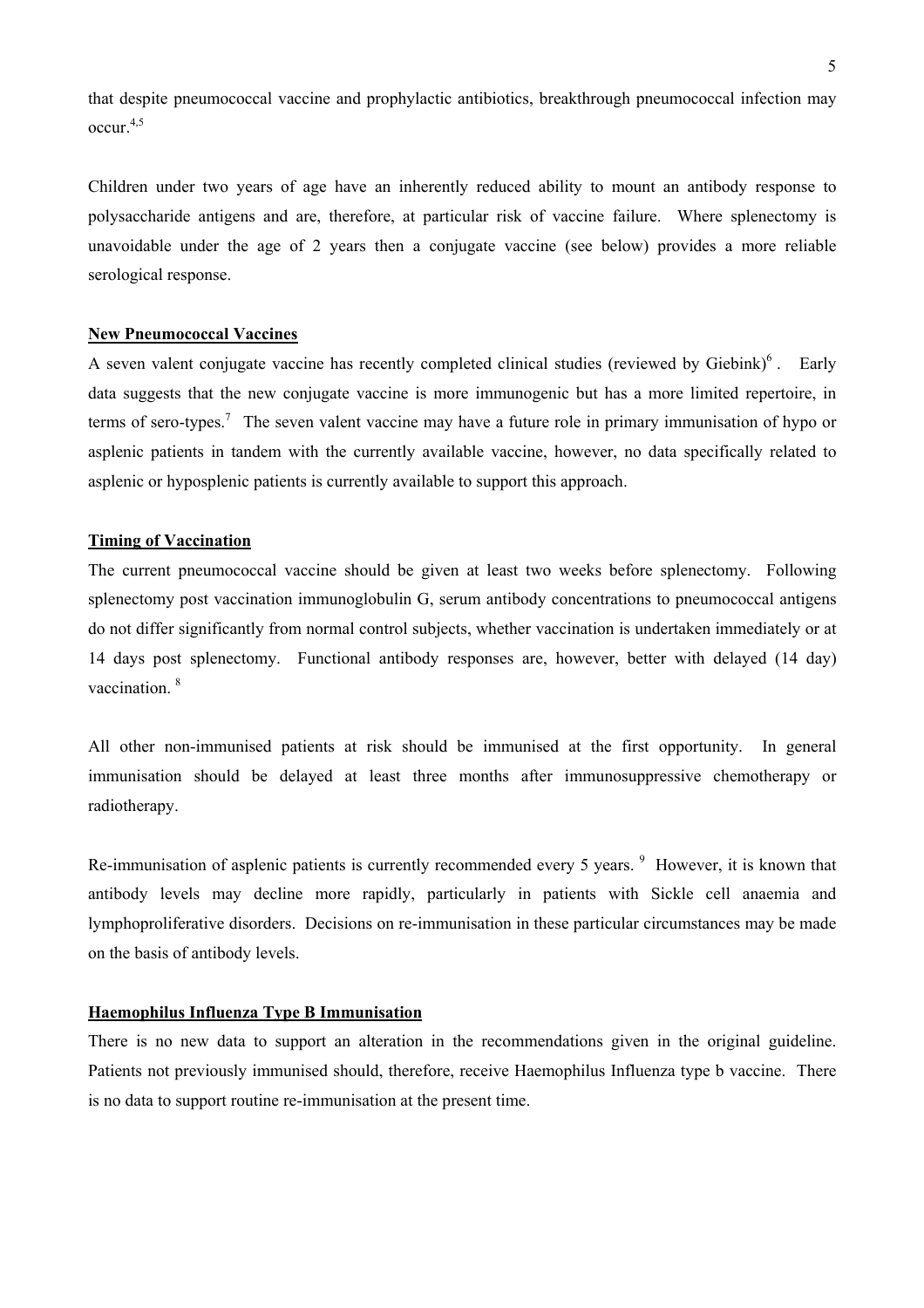that despite pneumococcal vaccine and prophylactic antibiotics, breakthrough pneumococcal infection may occur.[4,5]

Children under two years of age have an inherently reduced ability to mount an antibody response to polysaccharide antigens and are, therefore, at particular risk of vaccine failure. Where splenectomy is unavoidable under the age of 2 years then a conjugate vaccine (see below) provides a more reliable serological response.

**New Pneumococcal Vaccines**

A seven valent conjugate vaccine has recently completed clinical studies (reviewed by Giebink)[6] . Early data suggests that the new conjugate vaccine is more immunogenic but has a more limited repertoire, in terms of sero-types.[7] The seven valent vaccine may have a future role in primary immunisation of hypo or asplenic patients in tandem with the currently available vaccine, however, no data specifically related to asplenic or hyposplenic patients is currently available to support this approach.

**Timing of Vaccination**

The current pneumococcal vaccine should be given at least two weeks before splenectomy. Following splenectomy post vaccination immunoglobulin G, serum antibody concentrations to pneumococcal antigens do not differ significantly from normal control subjects, whether vaccination is undertaken immediately or at 14 days post splenectomy. Functional antibody responses are, however, better with delayed (14 day) vaccination. [8]

All other non-immunised patients at risk should be immunised at the first opportunity. In general immunisation should be delayed at least three months after immunosuppressive chemotherapy or radiotherapy.

Re-immunisation of asplenic patients is currently recommended every 5 years. [9] However, it is known that antibody levels may decline more rapidly, particularly in patients with Sickle cell anaemia and lymphoproliferative disorders. Decisions on re-immunisation in these particular circumstances may be made on the basis of antibody levels.

**Haemophilus Influenza Type B Immunisation**

There is no new data to support an alteration in the recommendations given in the original guideline. Patients not previously immunised should, therefore, receive Haemophilus Influenza type b vaccine. There is no data to support routine re-immunisation at the present time.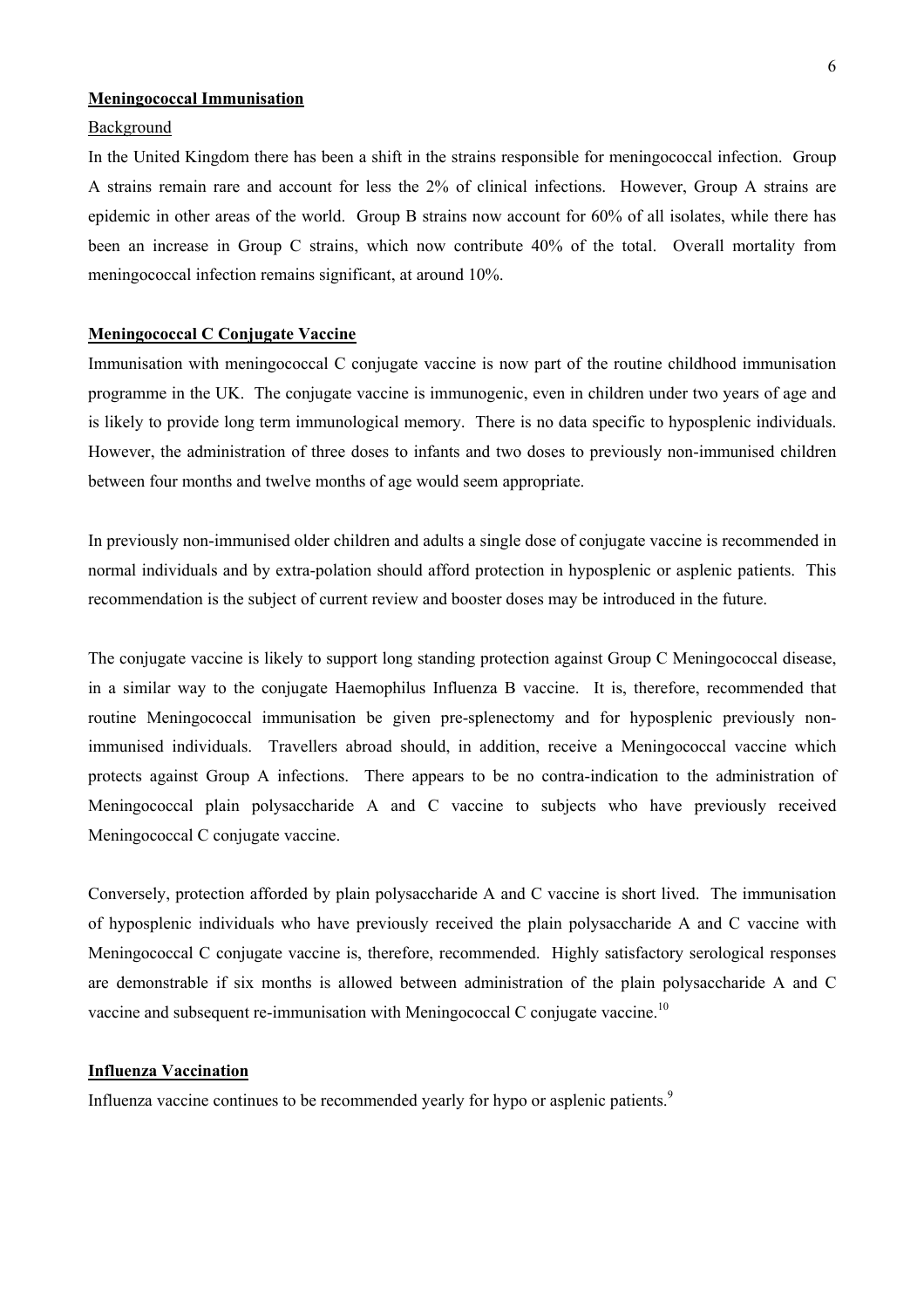## Meningococcal Immunisation

Background

In the United Kingdom there has been a shift in the strains responsible for meningococcal infection. Group A strains remain rare and account for less the 2% of clinical infections. However, Group A strains are epidemic in other areas of the world. Group B strains now account for 60% of all isolates, while there has been an increase in Group C strains, which now contribute 40% of the total. Overall mortality from meningococcal infection remains significant, at around 10%.

## Meningococcal C Conjugate Vaccine

Immunisation with meningococcal C conjugate vaccine is now part of the routine childhood immunisation programme in the UK. The conjugate vaccine is immunogenic, even in children under two years of age and is likely to provide long term immunological memory. There is no data specific to hyposplenic individuals. However, the administration of three doses to infants and two doses to previously non-immunised children between four months and twelve months of age would seem appropriate.

In previously non-immunised older children and adults a single dose of conjugate vaccine is recommended in normal individuals and by extra-polation should afford protection in hyposplenic or asplenic patients. This recommendation is the subject of current review and booster doses may be introduced in the future.

The conjugate vaccine is likely to support long standing protection against Group C Meningococcal disease, in a similar way to the conjugate Haemophilus Influenza B vaccine. It is, therefore, recommended that routine Meningococcal immunisation be given pre-splenectomy and for hyposplenic previously non-immunised individuals. Travellers abroad should, in addition, receive a Meningococcal vaccine which protects against Group A infections. There appears to be no contra-indication to the administration of Meningococcal plain polysaccharide A and C vaccine to subjects who have previously received Meningococcal C conjugate vaccine.

Conversely, protection afforded by plain polysaccharide A and C vaccine is short lived. The immunisation of hyposplenic individuals who have previously received the plain polysaccharide A and C vaccine with Meningococcal C conjugate vaccine is, therefore, recommended. Highly satisfactory serological responses are demonstrable if six months is allowed between administration of the plain polysaccharide A and C vaccine and subsequent re-immunisation with Meningococcal C conjugate vaccine.[10]

## Influenza Vaccination

Influenza vaccine continues to be recommended yearly for hypo or asplenic patients.[9]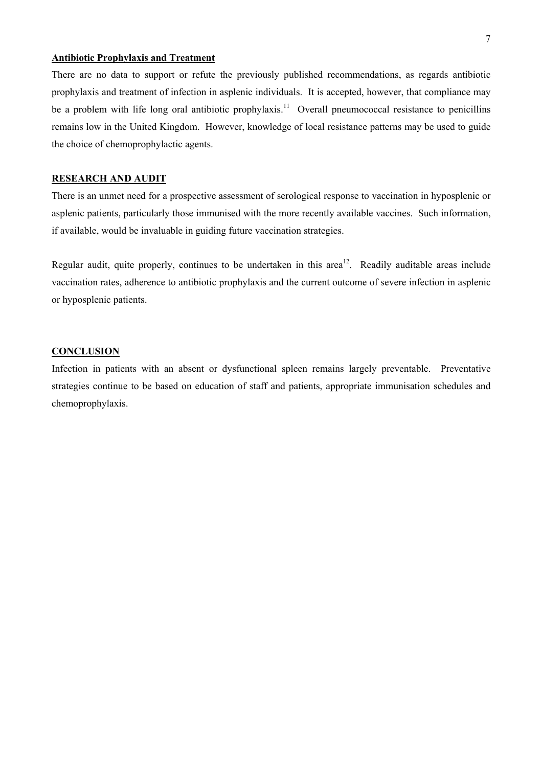**Antibiotic Prophylaxis and Treatment**

There are no data to support or refute the previously published recommendations, as regards antibiotic prophylaxis and treatment of infection in asplenic individuals. It is accepted, however, that compliance may be a problem with life long oral antibiotic prophylaxis.[11] Overall pneumococcal resistance to penicillins remains low in the United Kingdom. However, knowledge of local resistance patterns may be used to guide the choice of chemoprophylactic agents.

## RESEARCH AND AUDIT

There is an unmet need for a prospective assessment of serological response to vaccination in hyposplenic or asplenic patients, particularly those immunised with the more recently available vaccines. Such information, if available, would be invaluable in guiding future vaccination strategies.

Regular audit, quite properly, continues to be undertaken in this area[12]. Readily auditable areas include vaccination rates, adherence to antibiotic prophylaxis and the current outcome of severe infection in asplenic or hyposplenic patients.

## CONCLUSION

Infection in patients with an absent or dysfunctional spleen remains largely preventable. Preventative strategies continue to be based on education of staff and patients, appropriate immunisation schedules and chemoprophylaxis.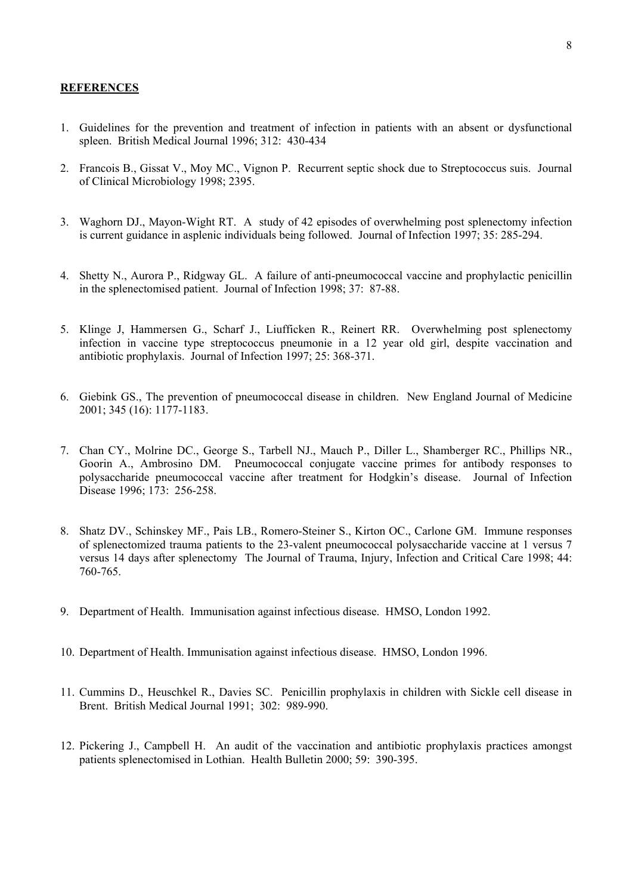**REFERENCES**

1. Guidelines for the prevention and treatment of infection in patients with an absent or dysfunctional spleen. British Medical Journal 1996; 312: 430-434

2. Francois B., Gissat V., Moy MC., Vignon P. Recurrent septic shock due to Streptococcus suis. Journal of Clinical Microbiology 1998; 2395.

3. Waghorn DJ., Mayon-Wight RT. A study of 42 episodes of overwhelming post splenectomy infection is current guidance in asplenic individuals being followed. Journal of Infection 1997; 35: 285-294.

4. Shetty N., Aurora P., Ridgway GL. A failure of anti-pneumococcal vaccine and prophylactic penicillin in the splenectomised patient. Journal of Infection 1998; 37: 87-88.

5. Klinge J, Hammersen G., Scharf J., Liufficken R., Reinert RR. Overwhelming post splenectomy infection in vaccine type streptococcus pneumonie in a 12 year old girl, despite vaccination and antibiotic prophylaxis. Journal of Infection 1997; 25: 368-371.

6. Giebink GS., The prevention of pneumococcal disease in children. New England Journal of Medicine 2001; 345 (16): 1177-1183.

7. Chan CY., Molrine DC., George S., Tarbell NJ., Mauch P., Diller L., Shamberger RC., Phillips NR., Goorin A., Ambrosino DM. Pneumococcal conjugate vaccine primes for antibody responses to polysaccharide pneumococcal vaccine after treatment for Hodgkin's disease. Journal of Infection Disease 1996; 173: 256-258.

8. Shatz DV., Schinskey MF., Pais LB., Romero-Steiner S., Kirton OC., Carlone GM. Immune responses of splenectomized trauma patients to the 23-valent pneumococcal polysaccharide vaccine at 1 versus 7 versus 14 days after splenectomy The Journal of Trauma, Injury, Infection and Critical Care 1998; 44: 760-765.

9. Department of Health. Immunisation against infectious disease. HMSO, London 1992.

10. Department of Health. Immunisation against infectious disease. HMSO, London 1996.

11. Cummins D., Heuschkel R., Davies SC. Penicillin prophylaxis in children with Sickle cell disease in Brent. British Medical Journal 1991; 302: 989-990.

12. Pickering J., Campbell H. An audit of the vaccination and antibiotic prophylaxis practices amongst patients splenectomised in Lothian. Health Bulletin 2000; 59: 390-395.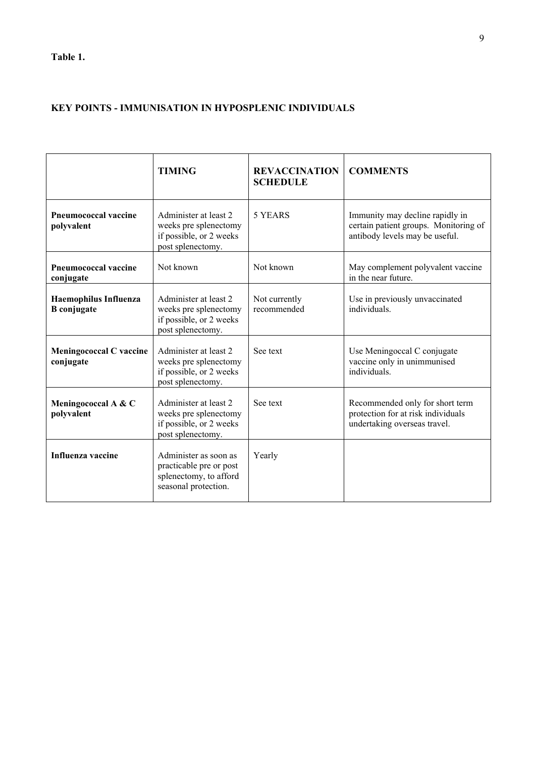**Table 1.**

**KEY POINTS - IMMUNISATION IN HYPOSPLENIC INDIVIDUALS**

| | **TIMING** | **REVACCINATION SCHEDULE** | **COMMENTS** |
|---|---|---|---|
| **Pneumococcal vaccine polyvalent** | Administer at least 2 weeks pre splenectomy if possible, or 2 weeks post splenectomy. | 5 YEARS | Immunity may decline rapidly in certain patient groups. Monitoring of antibody levels may be useful. |
| **Pneumococcal vaccine conjugate** | Not known | Not known | May complement polyvalent vaccine in the near future. |
| **Haemophilus Influenza B conjugate** | Administer at least 2 weeks pre splenectomy if possible, or 2 weeks post splenectomy. | Not currently recommended | Use in previously unvaccinated individuals. |
| **Meningococcal C vaccine conjugate** | Administer at least 2 weeks pre splenectomy if possible, or 2 weeks post splenectomy. | See text | Use Meningoccal C conjugate vaccine only in unimmunised individuals. |
| **Meningococcal A & C polyvalent** | Administer at least 2 weeks pre splenectomy if possible, or 2 weeks post splenectomy. | See text | Recommended only for short term protection for at risk individuals undertaking overseas travel. |
| **Influenza vaccine** | Administer as soon as practicable pre or post splenectomy, to afford seasonal protection. | Yearly | |